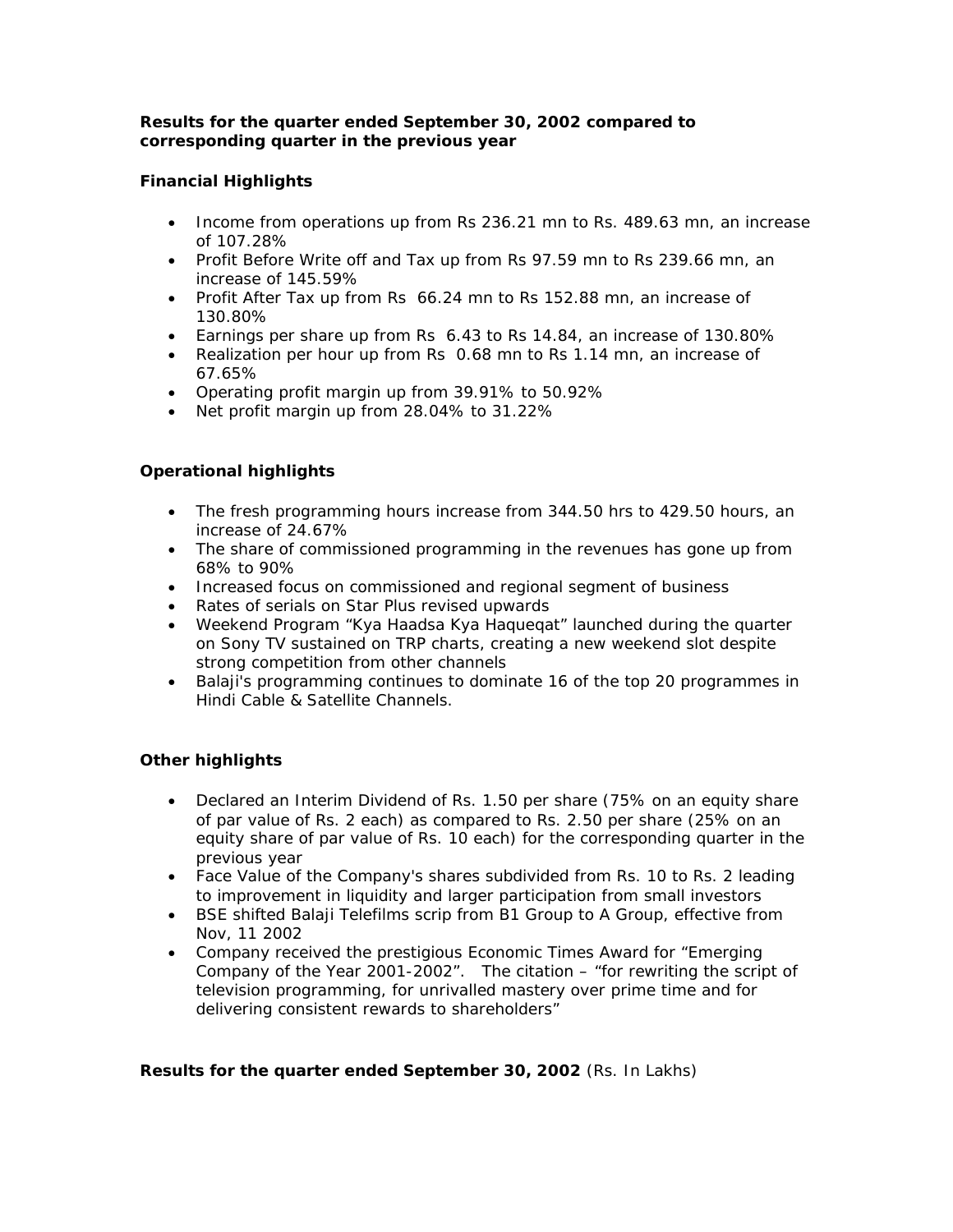**Results for the quarter ended September 30, 2002 compared to corresponding quarter in the previous year**

**Financial Highlights**

- Income from operations up from Rs 236.21 mn to Rs. 489.63 mn, an increase of 107.28%
- Profit Before Write off and Tax up from Rs 97.59 mn to Rs 239.66 mn, an increase of 145.59%
- Profit After Tax up from Rs 66.24 mn to Rs 152.88 mn, an increase of 130.80%
- Earnings per share up from Rs 6.43 to Rs 14.84, an increase of 130.80%
- Realization per hour up from Rs 0.68 mn to Rs 1.14 mn, an increase of 67.65%
- Operating profit margin up from 39.91% to 50.92%
- Net profit margin up from 28.04% to 31.22%

**Operational highlights**

- The fresh programming hours increase from 344.50 hrs to 429.50 hours, an increase of 24.67%
- The share of commissioned programming in the revenues has gone up from 68% to 90%
- Increased focus on commissioned and regional segment of business
- Rates of serials on Star Plus revised upwards
- Weekend Program "Kya Haadsa Kya Haqueqat" launched during the quarter on Sony TV sustained on TRP charts, creating a new weekend slot despite strong competition from other channels
- Balaji's programming continues to dominate 16 of the top 20 programmes in Hindi Cable & Satellite Channels.

**Other highlights**

- Declared an Interim Dividend of Rs. 1.50 per share (75% on an equity share of par value of Rs. 2 each) as compared to Rs. 2.50 per share (25% on an equity share of par value of Rs. 10 each) for the corresponding quarter in the previous year
- Face Value of the Company's shares subdivided from Rs. 10 to Rs. 2 leading to improvement in liquidity and larger participation from small investors
- BSE shifted Balaji Telefilms scrip from B1 Group to A Group, effective from Nov, 11 2002
- Company received the prestigious Economic Times Award for "Emerging Company of the Year 2001-2002". The citation – "for rewriting the script of television programming, for unrivalled mastery over prime time and for delivering consistent rewards to shareholders"

**Results for the quarter ended September 30, 2002** (Rs. In Lakhs)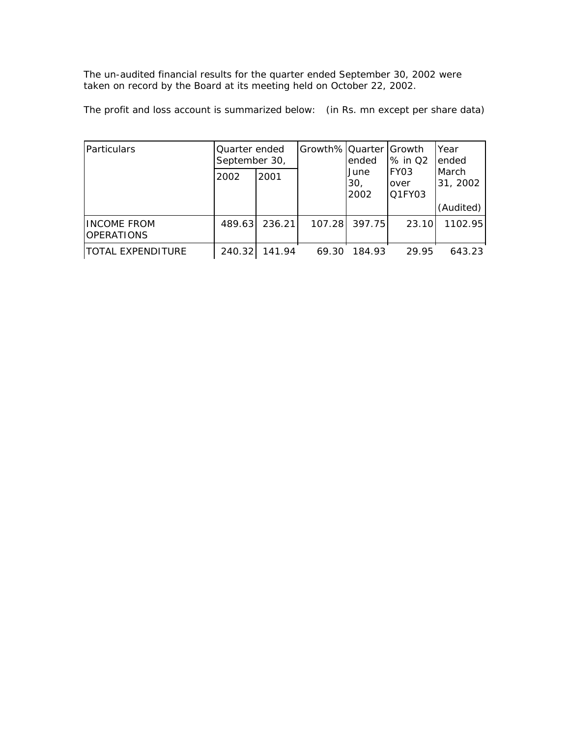The un-audited financial results for the quarter ended September 30, 2002 were taken on record by the Board at its meeting held on October 22, 2002.

The profit and loss account is summarized below: (in Rs. mn except per share data)

| Particulars | Quarter ended September 30, | | Growth% | Quarter ended June 30, 2002 | Growth % in Q2 FY03 over Q1FY03 | Year ended March 31, 2002 |
|---|---|---|---|---|---|---|
| | 2002 | 2001 | | | | (Audited) |
| INCOME FROM OPERATIONS | 489.63 | 236.21 | 107.28 | 397.75 | 23.10 | 1102.95 |
| TOTAL EXPENDITURE | 240.32 | 141.94 | 69.30 | 184.93 | 29.95 | 643.23 |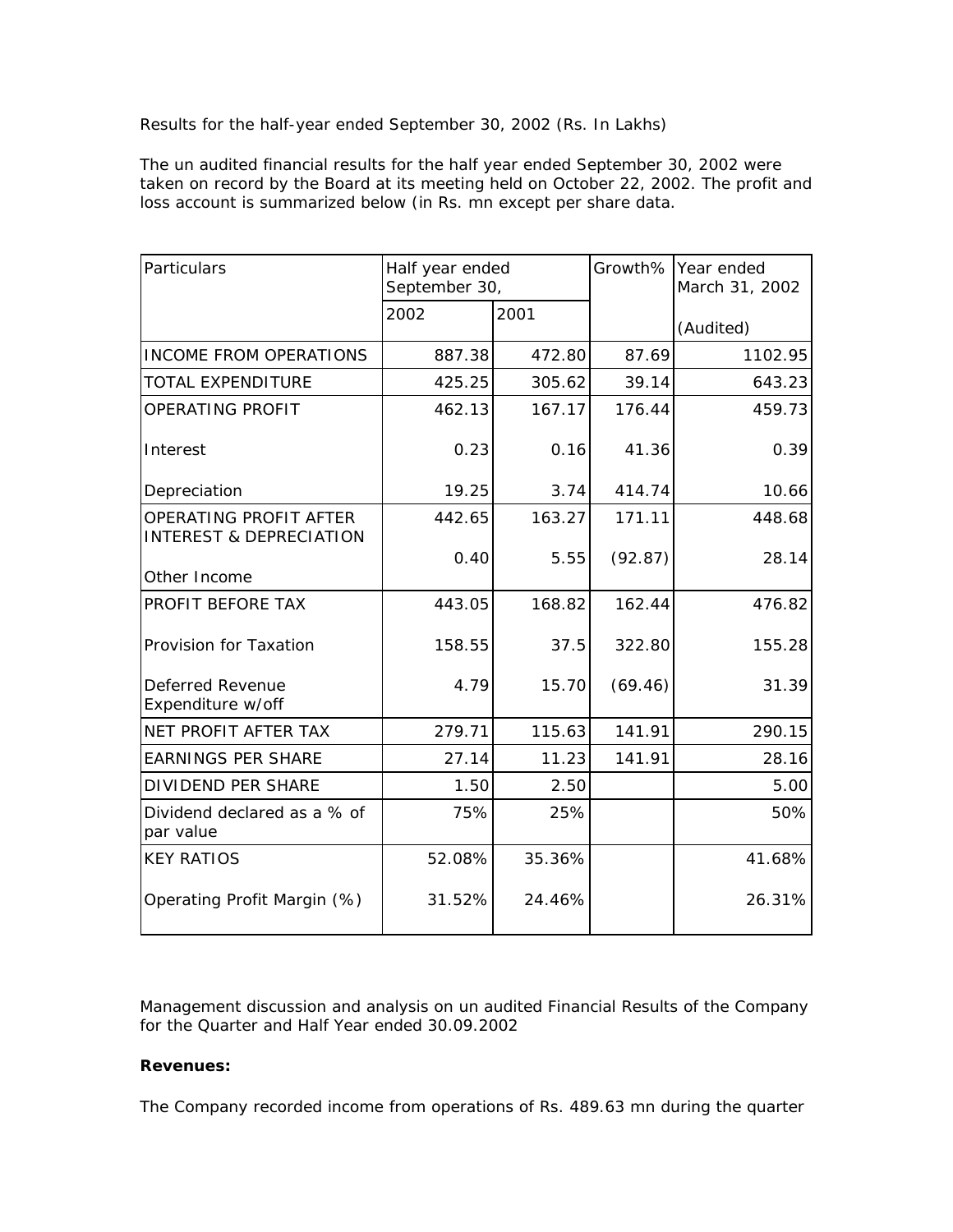Results for the half-year ended September 30, 2002 (Rs. In Lakhs)

The un audited financial results for the half year ended September 30, 2002 were taken on record by the Board at its meeting held on October 22, 2002. The profit and loss account is summarized below (in Rs. mn except per share data.

| Particulars | Half year ended September 30, | | Growth% | Year ended March 31, 2002 |
|---|---|---|---|---|
| | 2002 | 2001 | | (Audited) |
| INCOME FROM OPERATIONS | 887.38 | 472.80 | 87.69 | 1102.95 |
| TOTAL EXPENDITURE | 425.25 | 305.62 | 39.14 | 643.23 |
| OPERATING PROFIT | 462.13 | 167.17 | 176.44 | 459.73 |
| Interest | 0.23 | 0.16 | 41.36 | 0.39 |
| Depreciation | 19.25 | 3.74 | 414.74 | 10.66 |
| OPERATING PROFIT AFTER INTEREST & DEPRECIATION | 442.65 | 163.27 | 171.11 | 448.68 |
| Other Income | 0.40 | 5.55 | (92.87) | 28.14 |
| PROFIT BEFORE TAX | 443.05 | 168.82 | 162.44 | 476.82 |
| Provision for Taxation | 158.55 | 37.5 | 322.80 | 155.28 |
| Deferred Revenue Expenditure w/off | 4.79 | 15.70 | (69.46) | 31.39 |
| NET PROFIT AFTER TAX | 279.71 | 115.63 | 141.91 | 290.15 |
| EARNINGS PER SHARE | 27.14 | 11.23 | 141.91 | 28.16 |
| DIVIDEND PER SHARE | 1.50 | 2.50 | | 5.00 |
| Dividend declared as a % of par value | 75% | 25% | | 50% |
| KEY RATIOS | 52.08% | 35.36% | | 41.68% |
| Operating Profit Margin (%) | 31.52% | 24.46% | | 26.31% |

Management discussion and analysis on un audited Financial Results of the Company for the Quarter and Half Year ended 30.09.2002

**Revenues:**

The Company recorded income from operations of Rs. 489.63 mn during the quarter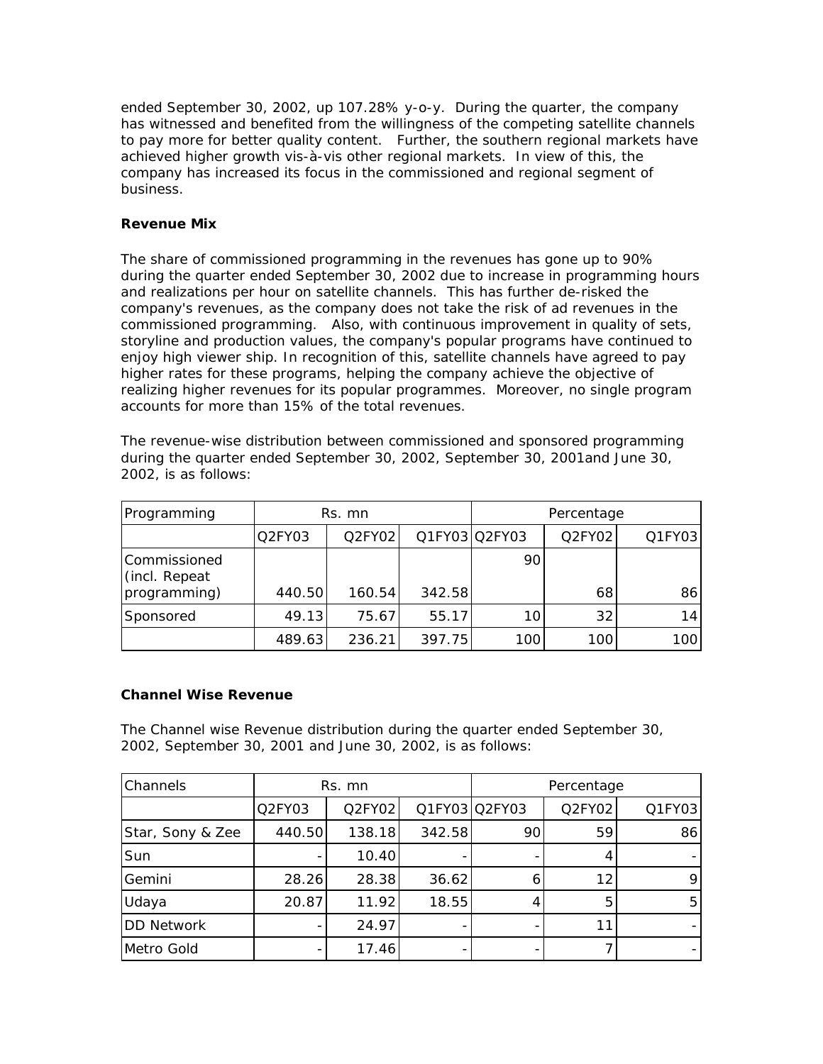ended September 30, 2002, up 107.28% y-o-y. During the quarter, the company has witnessed and benefited from the willingness of the competing satellite channels to pay more for better quality content. Further, the southern regional markets have achieved higher growth vis-à-vis other regional markets. In view of this, the company has increased its focus in the commissioned and regional segment of business.

**Revenue Mix**

The share of commissioned programming in the revenues has gone up to 90% during the quarter ended September 30, 2002 due to increase in programming hours and realizations per hour on satellite channels. This has further de-risked the company's revenues, as the company does not take the risk of ad revenues in the commissioned programming. Also, with continuous improvement in quality of sets, storyline and production values, the company's popular programs have continued to enjoy high viewer ship. In recognition of this, satellite channels have agreed to pay higher rates for these programs, helping the company achieve the objective of realizing higher revenues for its popular programmes. Moreover, no single program accounts for more than 15% of the total revenues.

The revenue-wise distribution between commissioned and sponsored programming during the quarter ended September 30, 2002, September 30, 2001and June 30, 2002, is as follows:

| Programming | Rs. mn | | | Percentage | | |
|---|---|---|---|---|---|---|
| | Q2FY03 | Q2FY02 | Q1FY03 | Q2FY03 | Q2FY02 | Q1FY03 |
| Commissioned (incl. Repeat programming) | 440.50 | 160.54 | 342.58 | 90 | 68 | 86 |
| Sponsored | 49.13 | 75.67 | 55.17 | 10 | 32 | 14 |
| | 489.63 | 236.21 | 397.75 | 100 | 100 | 100 |

**Channel Wise Revenue**

The Channel wise Revenue distribution during the quarter ended September 30, 2002, September 30, 2001 and June 30, 2002, is as follows:

| Channels | Rs. mn | | | Percentage | | |
|---|---|---|---|---|---|---|
| | Q2FY03 | Q2FY02 | Q1FY03 | Q2FY03 | Q2FY02 | Q1FY03 |
| Star, Sony & Zee | 440.50 | 138.18 | 342.58 | 90 | 59 | 86 |
| Sun | - | 10.40 | - | - | 4 | - |
| Gemini | 28.26 | 28.38 | 36.62 | 6 | 12 | 9 |
| Udaya | 20.87 | 11.92 | 18.55 | 4 | 5 | 5 |
| DD Network | - | 24.97 | - | - | 11 | - |
| Metro Gold | - | 17.46 | - | - | 7 | - |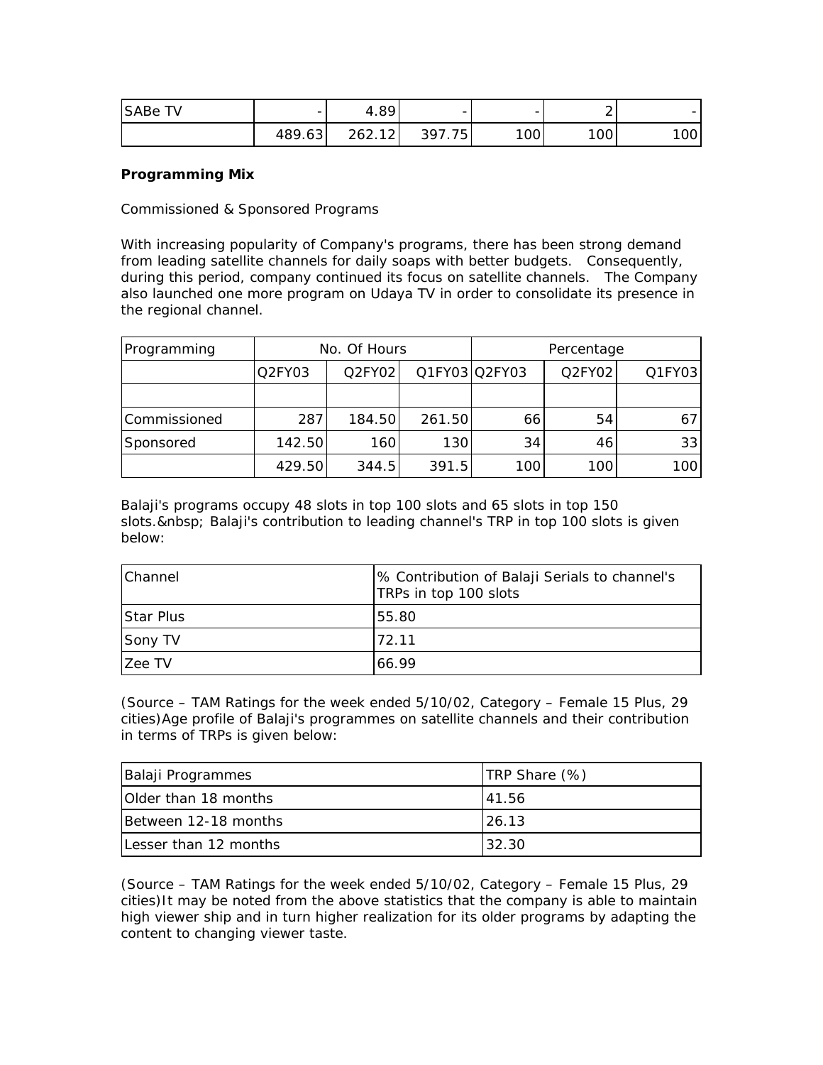| SABe TV | - | 4.89 | - | - | 2 | - |
|---|---|---|---|---|---|---|
| | 489.63 | 262.12 | 397.75 | 100 | 100 | 100 |

**Programming Mix**

Commissioned & Sponsored Programs

With increasing popularity of Company's programs, there has been strong demand from leading satellite channels for daily soaps with better budgets. Consequently, during this period, company continued its focus on satellite channels. The Company also launched one more program on Udaya TV in order to consolidate its presence in the regional channel.

| Programming | No. Of Hours | | | Percentage | | |
|---|---|---|---|---|---|---|
| | Q2FY03 | Q2FY02 | Q1FY03 | Q2FY03 | Q2FY02 | Q1FY03 |
| | | | | | | |
| Commissioned | 287 | 184.50 | 261.50 | 66 | 54 | 67 |
| Sponsored | 142.50 | 160 | 130 | 34 | 46 | 33 |
| | 429.50 | 344.5 | 391.5 | 100 | 100 | 100 |

Balaji's programs occupy 48 slots in top 100 slots and 65 slots in top 150 slots.&nbsp; Balaji's contribution to leading channel's TRP in top 100 slots is given below:

| Channel | % Contribution of Balaji Serials to channel's TRPs in top 100 slots |
|---|---|
| Star Plus | 55.80 |
| Sony TV | 72.11 |
| Zee TV | 66.99 |

(Source – TAM Ratings for the week ended 5/10/02, Category – Female 15 Plus, 29 cities)Age profile of Balaji's programmes on satellite channels and their contribution in terms of TRPs is given below:

| Balaji Programmes | TRP Share (%) |
|---|---|
| Older than 18 months | 41.56 |
| Between 12-18 months | 26.13 |
| Lesser than 12 months | 32.30 |

(Source – TAM Ratings for the week ended 5/10/02, Category – Female 15 Plus, 29 cities)It may be noted from the above statistics that the company is able to maintain high viewer ship and in turn higher realization for its older programs by adapting the content to changing viewer taste.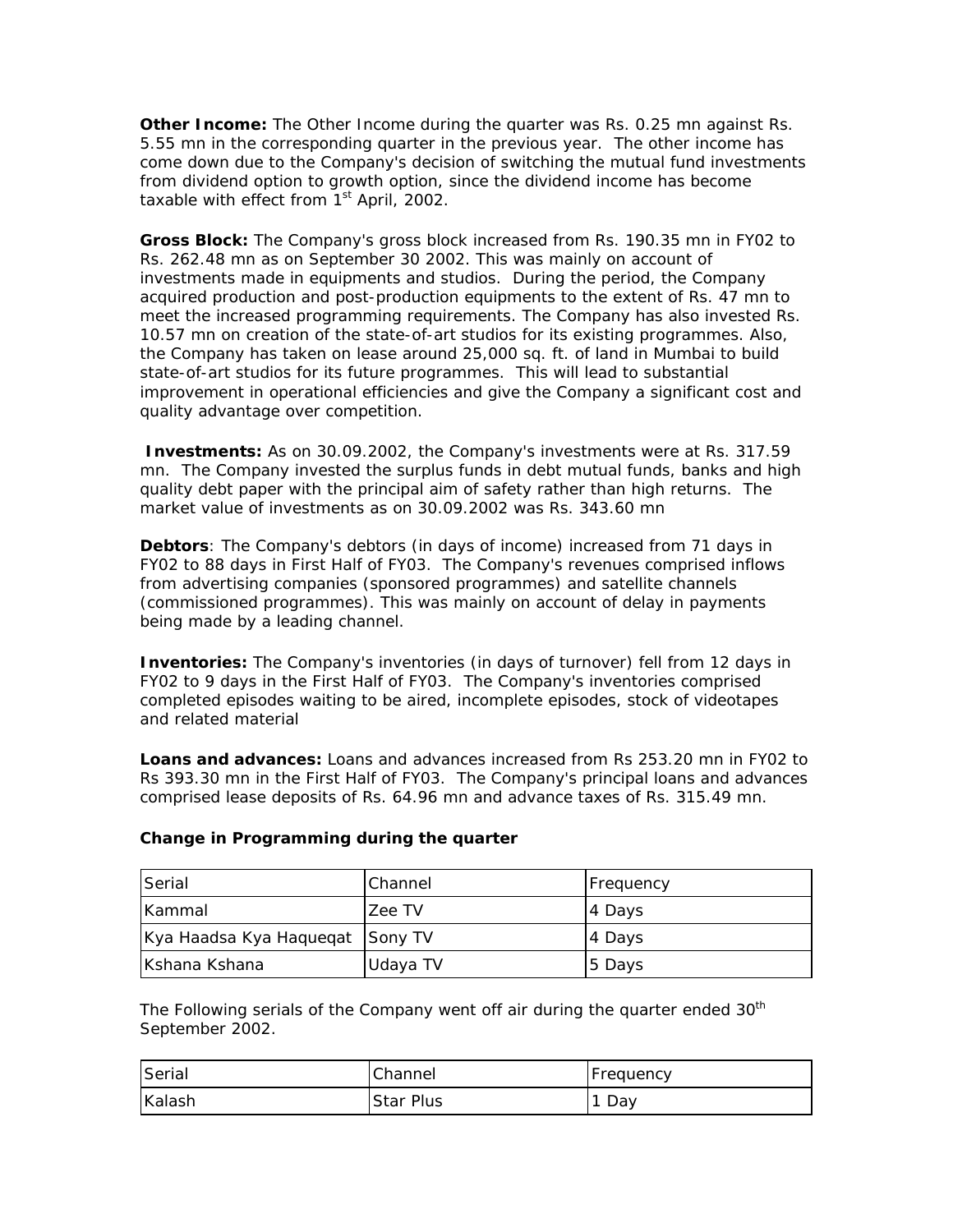**Other Income:** The Other Income during the quarter was Rs. 0.25 mn against Rs. 5.55 mn in the corresponding quarter in the previous year. The other income has come down due to the Company's decision of switching the mutual fund investments from dividend option to growth option, since the dividend income has become taxable with effect from 1st April, 2002.

**Gross Block:** The Company's gross block increased from Rs. 190.35 mn in FY02 to Rs. 262.48 mn as on September 30 2002. This was mainly on account of investments made in equipments and studios. During the period, the Company acquired production and post-production equipments to the extent of Rs. 47 mn to meet the increased programming requirements. The Company has also invested Rs. 10.57 mn on creation of the state-of-art studios for its existing programmes. Also, the Company has taken on lease around 25,000 sq. ft. of land in Mumbai to build state-of-art studios for its future programmes. This will lead to substantial improvement in operational efficiencies and give the Company a significant cost and quality advantage over competition.

**Investments:** As on 30.09.2002, the Company's investments were at Rs. 317.59 mn. The Company invested the surplus funds in debt mutual funds, banks and high quality debt paper with the principal aim of safety rather than high returns. The market value of investments as on 30.09.2002 was Rs. 343.60 mn

**Debtors**: The Company's debtors (in days of income) increased from 71 days in FY02 to 88 days in First Half of FY03. The Company's revenues comprised inflows from advertising companies (sponsored programmes) and satellite channels (commissioned programmes). This was mainly on account of delay in payments being made by a leading channel.

**Inventories:** The Company's inventories (in days of turnover) fell from 12 days in FY02 to 9 days in the First Half of FY03. The Company's inventories comprised completed episodes waiting to be aired, incomplete episodes, stock of videotapes and related material

**Loans and advances:** Loans and advances increased from Rs 253.20 mn in FY02 to Rs 393.30 mn in the First Half of FY03. The Company's principal loans and advances comprised lease deposits of Rs. 64.96 mn and advance taxes of Rs. 315.49 mn.

**Change in Programming during the quarter**

| Serial | Channel | Frequency |
|---|---|---|
| Kammal | Zee TV | 4 Days |
| Kya Haadsa Kya Haqueqat | Sony TV | 4 Days |
| Kshana Kshana | Udaya TV | 5 Days |

The Following serials of the Company went off air during the quarter ended 30th September 2002.

| Serial | Channel | Frequency |
|---|---|---|
| Kalash | Star Plus | 1 Day |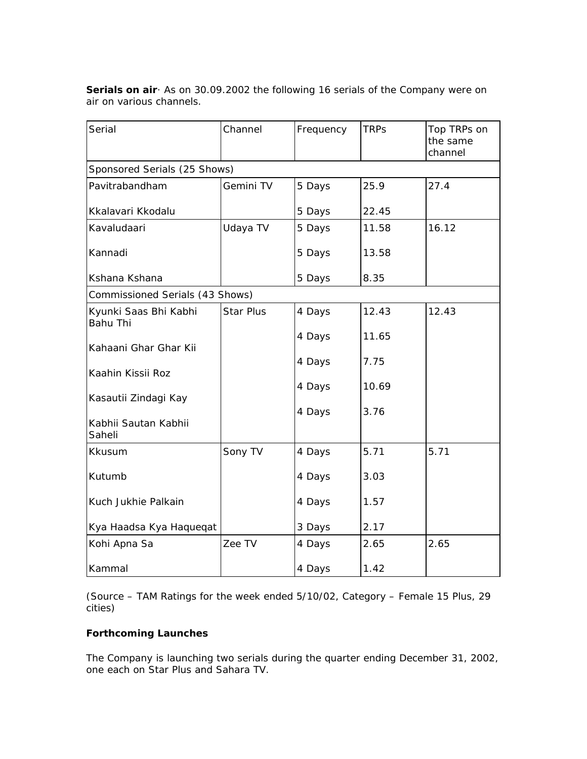**Serials on air**· As on 30.09.2002 the following 16 serials of the Company were on air on various channels.

| Serial | Channel | Frequency | TRPs | Top TRPs on the same channel |
|---|---|---|---|---|
| Sponsored Serials (25 Shows) | | | | |
| Pavitrabandham | Gemini TV | 5 Days | 25.9 | 27.4 |
| Kkalavari Kkodalu | | 5 Days | 22.45 | |
| Kavaludaari | Udaya TV | 5 Days | 11.58 | 16.12 |
| Kannadi | | 5 Days | 13.58 | |
| Kshana Kshana | | 5 Days | 8.35 | |
| Commissioned Serials (43 Shows) | | | | |
| Kyunki Saas Bhi Kabhi Bahu Thi | Star Plus | 4 Days | 12.43 | 12.43 |
| Kahaani Ghar Ghar Kii | | 4 Days | 11.65 | |
| Kaahin Kissii Roz | | 4 Days | 7.75 | |
| Kasautii Zindagi Kay | | 4 Days | 10.69 | |
| Kabhii Sautan Kabhii Saheli | | 4 Days | 3.76 | |
| Kkusum | Sony TV | 4 Days | 5.71 | 5.71 |
| Kutumb | | 4 Days | 3.03 | |
| Kuch Jukhie Palkain | | 4 Days | 1.57 | |
| Kya Haadsa Kya Haqueqat | | 3 Days | 2.17 | |
| Kohi Apna Sa | Zee TV | 4 Days | 2.65 | 2.65 |
| Kammal | | 4 Days | 1.42 | |

(Source – TAM Ratings for the week ended 5/10/02, Category – Female 15 Plus, 29 cities)

**Forthcoming Launches**

The Company is launching two serials during the quarter ending December 31, 2002, one each on Star Plus and Sahara TV.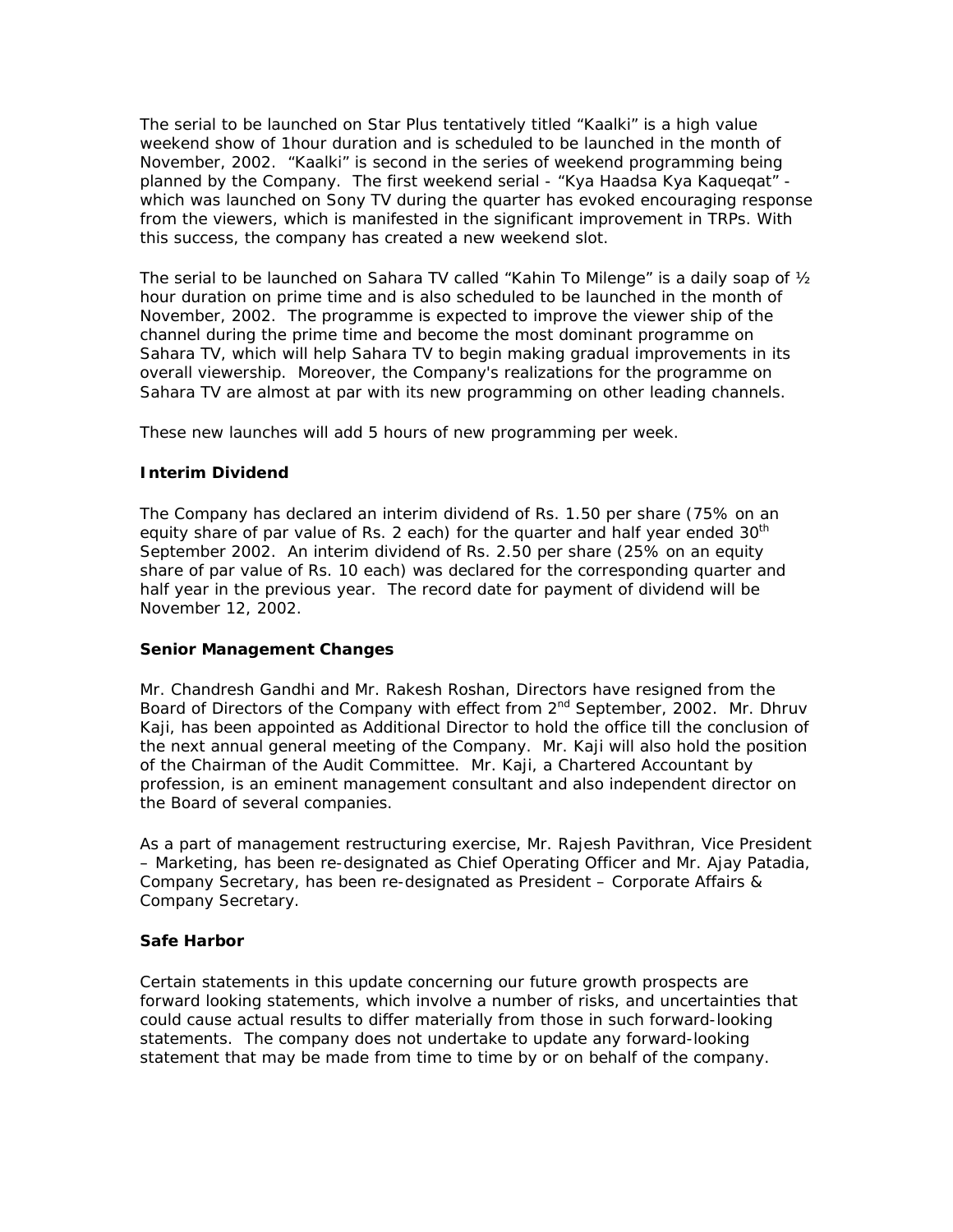The serial to be launched on Star Plus tentatively titled "Kaalki" is a high value weekend show of 1hour duration and is scheduled to be launched in the month of November, 2002. "Kaalki" is second in the series of weekend programming being planned by the Company. The first weekend serial - "Kya Haadsa Kya Kaqueqat" - which was launched on Sony TV during the quarter has evoked encouraging response from the viewers, which is manifested in the significant improvement in TRPs. With this success, the company has created a new weekend slot.

The serial to be launched on Sahara TV called "Kahin To Milenge" is a daily soap of ½ hour duration on prime time and is also scheduled to be launched in the month of November, 2002. The programme is expected to improve the viewer ship of the channel during the prime time and become the most dominant programme on Sahara TV, which will help Sahara TV to begin making gradual improvements in its overall viewership. Moreover, the Company's realizations for the programme on Sahara TV are almost at par with its new programming on other leading channels.

These new launches will add 5 hours of new programming per week.

**Interim Dividend**

The Company has declared an interim dividend of Rs. 1.50 per share (75% on an equity share of par value of Rs. 2 each) for the quarter and half year ended 30th September 2002. An interim dividend of Rs. 2.50 per share (25% on an equity share of par value of Rs. 10 each) was declared for the corresponding quarter and half year in the previous year. The record date for payment of dividend will be November 12, 2002.

**Senior Management Changes**

Mr. Chandresh Gandhi and Mr. Rakesh Roshan, Directors have resigned from the Board of Directors of the Company with effect from 2nd September, 2002. Mr. Dhruv Kaji, has been appointed as Additional Director to hold the office till the conclusion of the next annual general meeting of the Company. Mr. Kaji will also hold the position of the Chairman of the Audit Committee. Mr. Kaji, a Chartered Accountant by profession, is an eminent management consultant and also independent director on the Board of several companies.

As a part of management restructuring exercise, Mr. Rajesh Pavithran, Vice President – Marketing, has been re-designated as Chief Operating Officer and Mr. Ajay Patadia, Company Secretary, has been re-designated as President – Corporate Affairs & Company Secretary.

**Safe Harbor**

Certain statements in this update concerning our future growth prospects are forward looking statements, which involve a number of risks, and uncertainties that could cause actual results to differ materially from those in such forward-looking statements. The company does not undertake to update any forward-looking statement that may be made from time to time by or on behalf of the company.